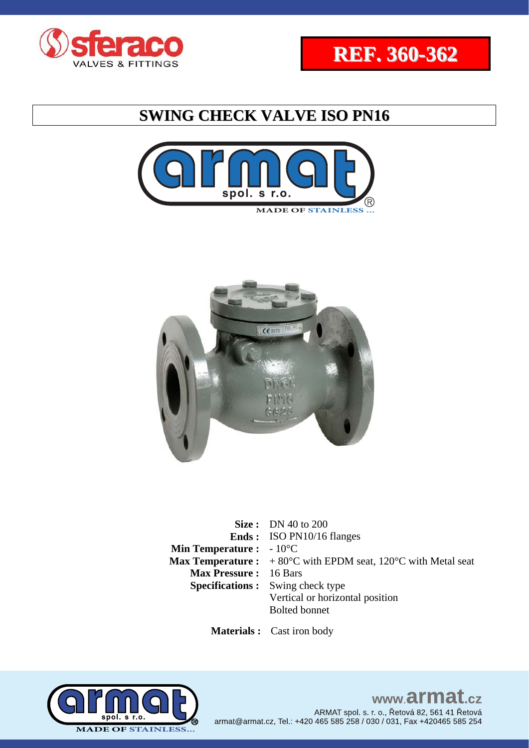**REF. 360-362**

# SWING CHECK VALVE ISO PN16

| | |
|---|---|
| **Size :** | DN 40 to 200 |
| **Ends :** | ISO PN10/16 flanges |
| **Min Temperature :** | - 10°C |
| **Max Temperature :** | + 80°C with EPDM seat, 120°C with Metal seat |
| **Max Pressure :** | 16 Bars |
| **Specifications :** | Swing check type<br>Vertical or horizontal position<br>Bolted bonnet |
| **Materials :** | Cast iron body |

www.armat.cz

ARMAT spol. s. r. o., Řetová 82, 561 41 Řetová
armat@armat.cz, Tel.: +420 465 585 258 / 030 / 031, Fax +420465 585 254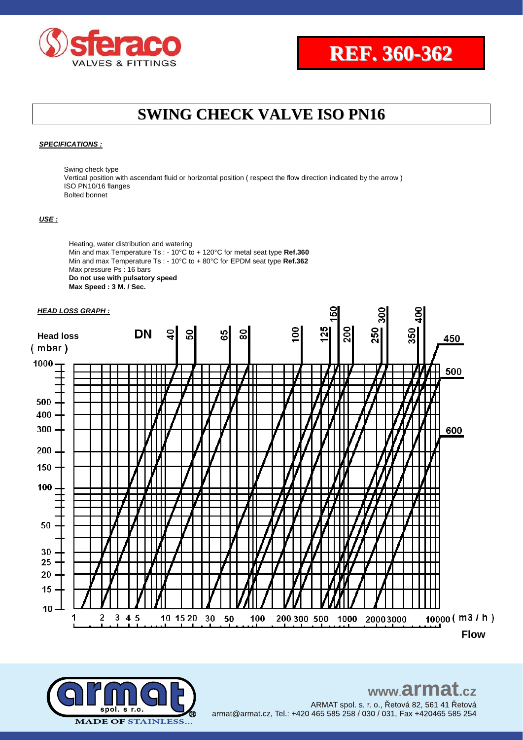**REF. 360-362**

# SWING CHECK VALVE ISO PN16

***SPECIFICATIONS :***

Swing check type
Vertical position with ascendant fluid or horizontal position ( respect the flow direction indicated by the arrow )
ISO PN10/16 flanges
Bolted bonnet

***USE :***

Heating, water distribution and watering
Min and max Temperature Ts : - 10°C to + 120°C for metal seat type **Ref.360**
Min and max Temperature Ts : - 10°C to + 80°C for EPDM seat type **Ref.362**
Max pressure Ps : 16 bars
**Do not use with pulsatory speed**
**Max Speed : 3 M. / Sec.**

***HEAD LOSS GRAPH :***

Head loss (mbar)

DN 40 50 65 80 100 125 150 200 250 300 350 400 450 500 600

1000, 500, 400, 300, 200, 150, 100, 50, 30, 25, 20, 15, 10

1 2 3 4 5 10 15 20 30 50 100 200 300 500 1000 2000 3000 10000 ( m3 / h )

**Flow**

www.armat.cz
ARMAT spol. s r. o., Řetová 82, 561 41 Řetová
armat@armat.cz, Tel.: +420 465 585 258 / 030 / 031, Fax +420465 585 254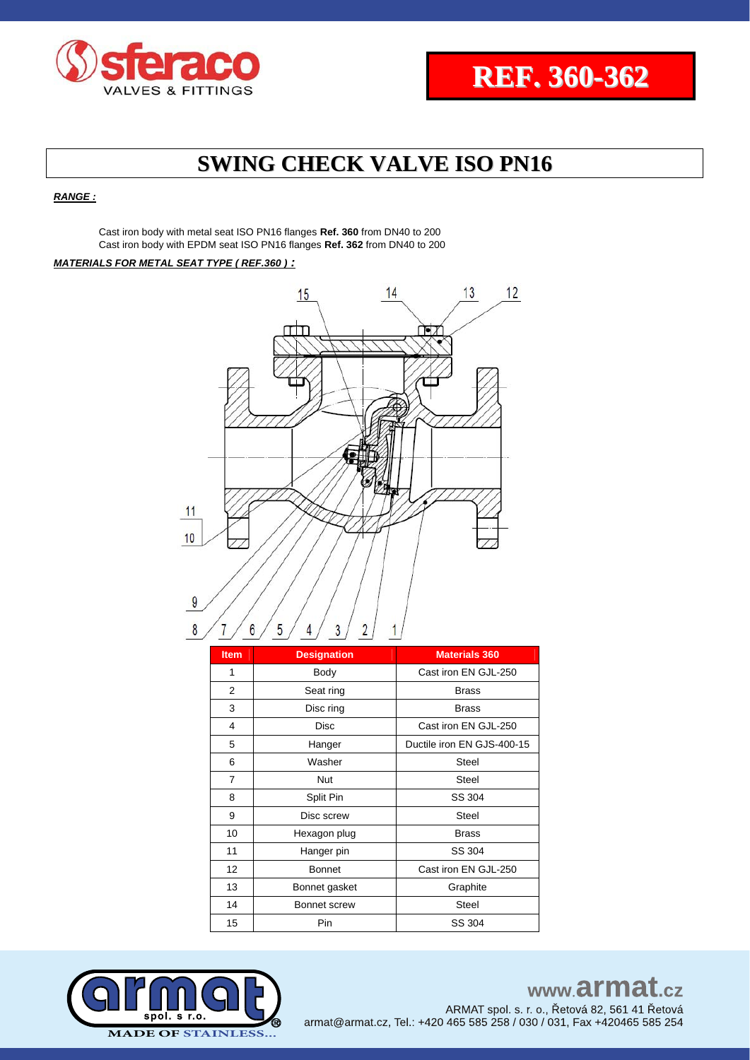**REF. 360-362**

# SWING CHECK VALVE ISO PN16

***RANGE :***

Cast iron body with metal seat ISO PN16 flanges **Ref. 360** from DN40 to 200
Cast iron body with EPDM seat ISO PN16 flanges **Ref. 362** from DN40 to 200

***MATERIALS FOR METAL SEAT TYPE ( REF.360 ) :***

| Item | Designation | Materials 360 |
|---|---|---|
| 1 | Body | Cast iron EN GJL-250 |
| 2 | Seat ring | Brass |
| 3 | Disc ring | Brass |
| 4 | Disc | Cast iron EN GJL-250 |
| 5 | Hanger | Ductile iron EN GJS-400-15 |
| 6 | Washer | Steel |
| 7 | Nut | Steel |
| 8 | Split Pin | SS 304 |
| 9 | Disc screw | Steel |
| 10 | Hexagon plug | Brass |
| 11 | Hanger pin | SS 304 |
| 12 | Bonnet | Cast iron EN GJL-250 |
| 13 | Bonnet gasket | Graphite |
| 14 | Bonnet screw | Steel |
| 15 | Pin | SS 304 |

www.armat.cz
ARMAT spol. s r. o., Řetová 82, 561 41 Řetová
armat@armat.cz, Tel.: +420 465 585 258 / 030 / 031, Fax +420465 585 254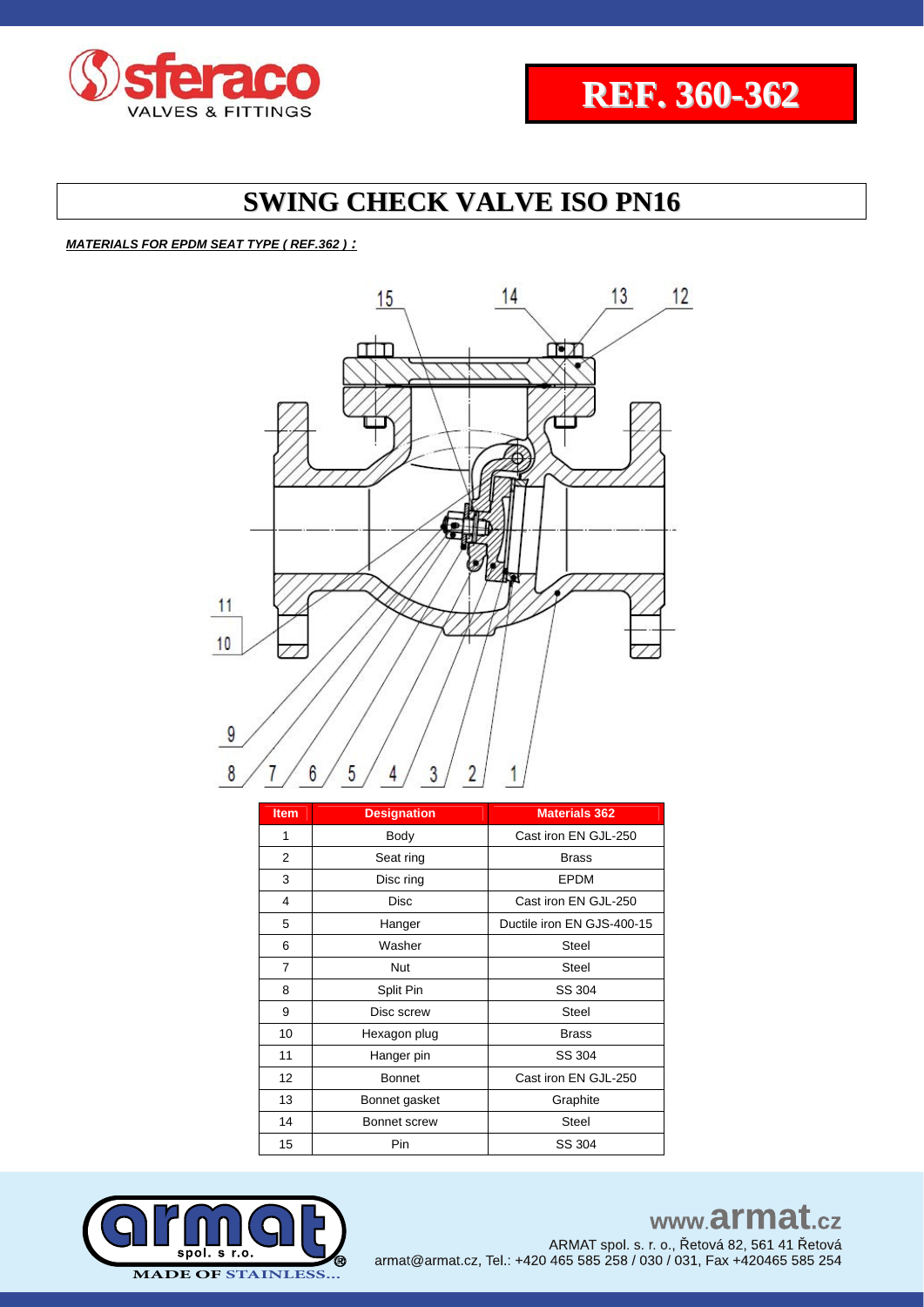# REF. 360-362

## SWING CHECK VALVE ISO PN16

***MATERIALS FOR EPDM SEAT TYPE ( REF.362 ) :***

| Item | Designation | Materials 362 |
|---|---|---|
| 1 | Body | Cast iron EN GJL-250 |
| 2 | Seat ring | Brass |
| 3 | Disc ring | EPDM |
| 4 | Disc | Cast iron EN GJL-250 |
| 5 | Hanger | Ductile iron EN GJS-400-15 |
| 6 | Washer | Steel |
| 7 | Nut | Steel |
| 8 | Split Pin | SS 304 |
| 9 | Disc screw | Steel |
| 10 | Hexagon plug | Brass |
| 11 | Hanger pin | SS 304 |
| 12 | Bonnet | Cast iron EN GJL-250 |
| 13 | Bonnet gasket | Graphite |
| 14 | Bonnet screw | Steel |
| 15 | Pin | SS 304 |

www.armat.cz

ARMAT spol. s r. o., Řetová 82, 561 41 Řetová
armat@armat.cz, Tel.: +420 465 585 258 / 030 / 031, Fax +420465 585 254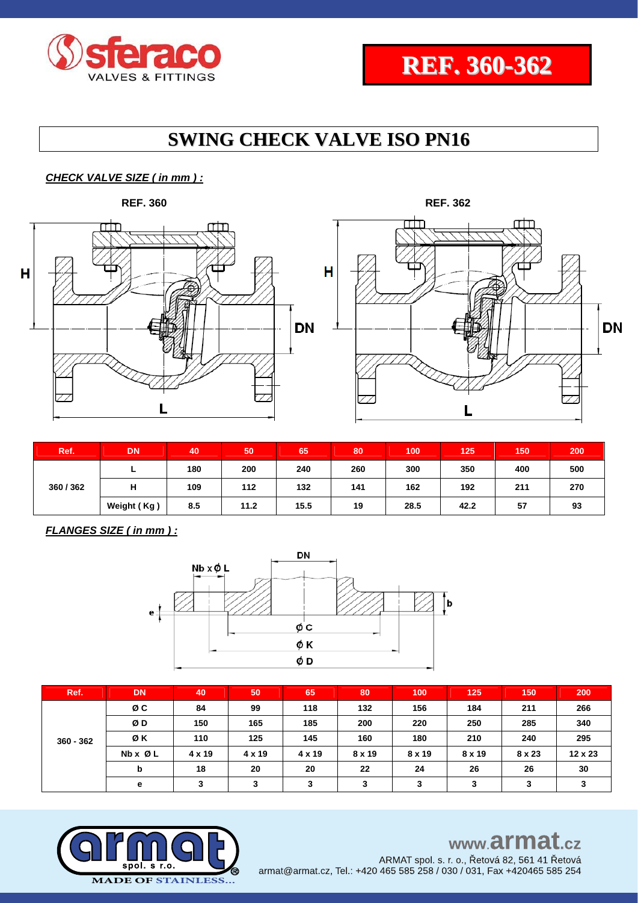REF. 360-362

# SWING CHECK VALVE ISO PN16

***CHECK VALVE SIZE ( in mm ) :***

REF. 360

REF. 362

| Ref. | DN | 40 | 50 | 65 | 80 | 100 | 125 | 150 | 200 |
|---|---|---|---|---|---|---|---|---|---|
| 360 / 362 | L | 180 | 200 | 240 | 260 | 300 | 350 | 400 | 500 |
| | H | 109 | 112 | 132 | 141 | 162 | 192 | 211 | 270 |
| | Weight ( Kg ) | 8.5 | 11.2 | 15.5 | 19 | 28.5 | 42.2 | 57 | 93 |

***FLANGES SIZE ( in mm ) :***

| Ref. | DN | 40 | 50 | 65 | 80 | 100 | 125 | 150 | 200 |
|---|---|---|---|---|---|---|---|---|---|
| 360 - 362 | Ø C | 84 | 99 | 118 | 132 | 156 | 184 | 211 | 266 |
| | Ø D | 150 | 165 | 185 | 200 | 220 | 250 | 285 | 340 |
| | Ø K | 110 | 125 | 145 | 160 | 180 | 210 | 240 | 295 |
| | Nb x Ø L | 4 x 19 | 4 x 19 | 4 x 19 | 8 x 19 | 8 x 19 | 8 x 19 | 8 x 23 | 12 x 23 |
| | b | 18 | 20 | 20 | 22 | 24 | 26 | 26 | 30 |
| | e | 3 | 3 | 3 | 3 | 3 | 3 | 3 | 3 |

www.armat.cz

ARMAT spol. s r. o., Řetová 82, 561 41 Řetová
armat@armat.cz, Tel.: +420 465 585 258 / 030 / 031, Fax +420465 585 254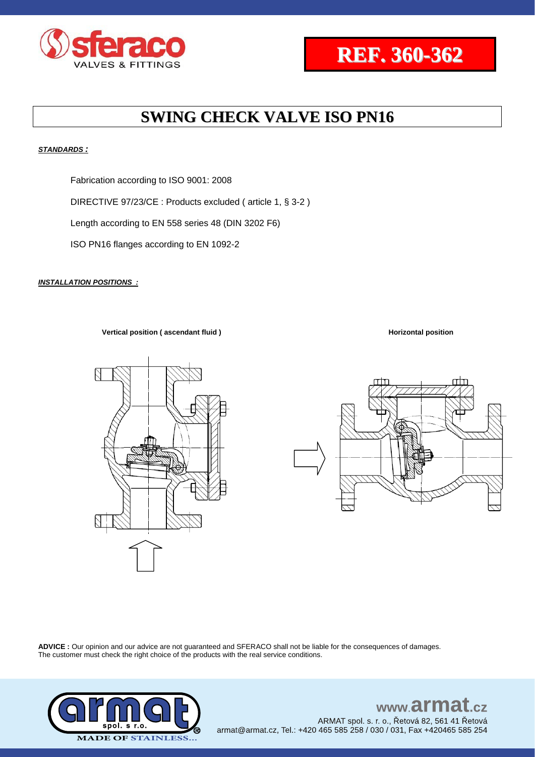# REF. 360-362

## SWING CHECK VALVE ISO PN16

***STANDARDS :***

Fabrication according to ISO 9001: 2008

DIRECTIVE 97/23/CE : Products excluded ( article 1, § 3-2 )

Length according to EN 558 series 48 (DIN 3202 F6)

ISO PN16 flanges according to EN 1092-2

***INSTALLATION POSITIONS :***

**Vertical position ( ascendant fluid )**

**Horizontal position**

**ADVICE :** Our opinion and our advice are not guaranteed and SFERACO shall not be liable for the consequences of damages. The customer must check the right choice of the products with the real service conditions.

www.armat.cz
ARMAT spol. s. r. o., Řetová 82, 561 41 Řetová
armat@armat.cz, Tel.: +420 465 585 258 / 030 / 031, Fax +420465 585 254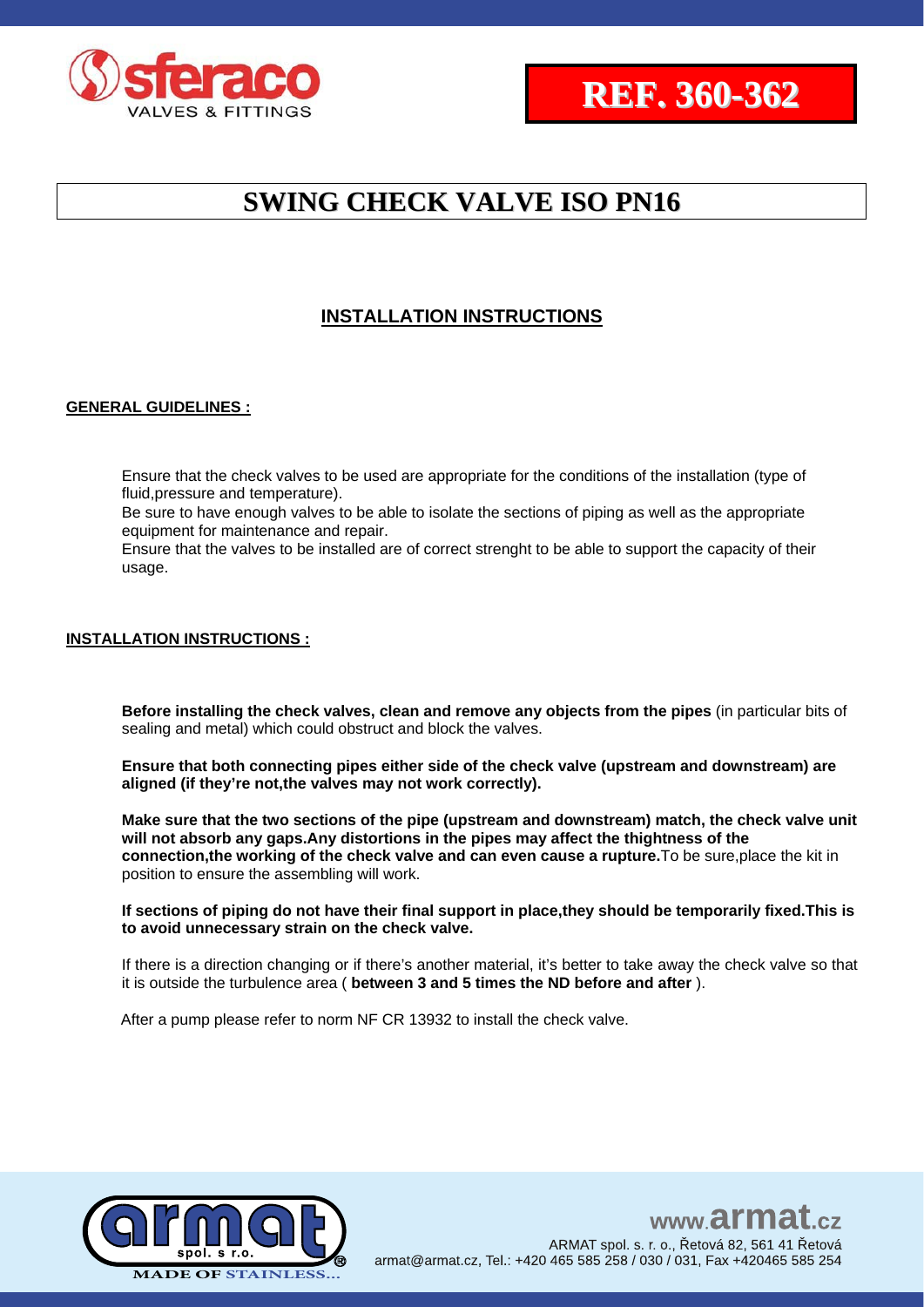**REF. 360-362**

# SWING CHECK VALVE ISO PN16

## INSTALLATION INSTRUCTIONS

### GENERAL GUIDELINES :

Ensure that the check valves to be used are appropriate for the conditions of the installation (type of fluid,pressure and temperature).
Be sure to have enough valves to be able to isolate the sections of piping as well as the appropriate equipment for maintenance and repair.
Ensure that the valves to be installed are of correct strenght to be able to support the capacity of their usage.

### INSTALLATION INSTRUCTIONS :

**Before installing the check valves, clean and remove any objects from the pipes** (in particular bits of sealing and metal) which could obstruct and block the valves.

**Ensure that both connecting pipes either side of the check valve (upstream and downstream) are aligned (if they're not,the valves may not work correctly).**

**Make sure that the two sections of the pipe (upstream and downstream) match, the check valve unit will not absorb any gaps.Any distortions in the pipes may affect the thightness of the connection,the working of the check valve and can even cause a rupture.** To be sure,place the kit in position to ensure the assembling will work.

**If sections of piping do not have their final support in place,they should be temporarily fixed.This is to avoid unnecessary strain on the check valve.**

If there is a direction changing or if there's another material, it's better to take away the check valve so that it is outside the turbulence area ( **between 3 and 5 times the ND before and after** ).

After a pump please refer to norm NF CR 13932 to install the check valve.